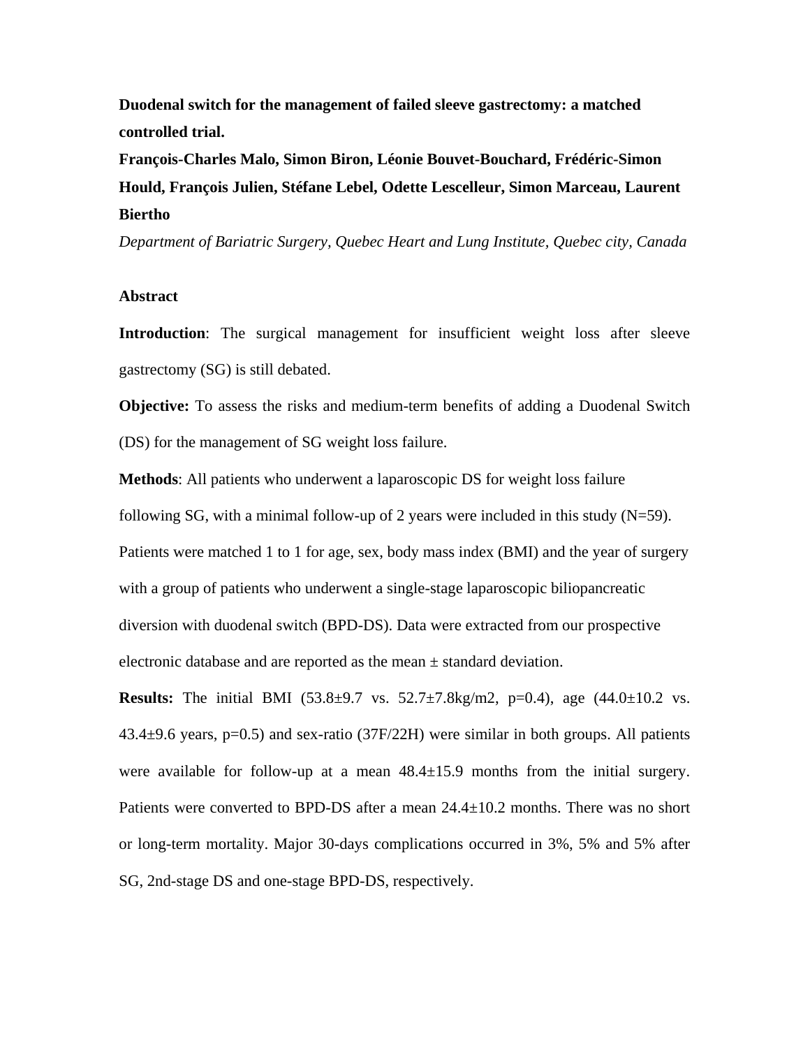**Duodenal switch for the management of failed sleeve gastrectomy: a matched controlled trial.**

**François-Charles Malo, Simon Biron, Léonie Bouvet-Bouchard, Frédéric-Simon Hould, François Julien, Stéfane Lebel, Odette Lescelleur, Simon Marceau, Laurent Biertho**

*Department of Bariatric Surgery, Quebec Heart and Lung Institute, Quebec city, Canada*

## Abstract

**Introduction**: The surgical management for insufficient weight loss after sleeve gastrectomy (SG) is still debated.

**Objective:** To assess the risks and medium-term benefits of adding a Duodenal Switch (DS) for the management of SG weight loss failure.

**Methods**: All patients who underwent a laparoscopic DS for weight loss failure following SG, with a minimal follow-up of 2 years were included in this study (N=59). Patients were matched 1 to 1 for age, sex, body mass index (BMI) and the year of surgery with a group of patients who underwent a single-stage laparoscopic biliopancreatic diversion with duodenal switch (BPD-DS). Data were extracted from our prospective electronic database and are reported as the mean ± standard deviation.

**Results:** The initial BMI (53.8±9.7 vs. 52.7±7.8kg/m2, p=0.4), age (44.0±10.2 vs. 43.4±9.6 years, p=0.5) and sex-ratio (37F/22H) were similar in both groups. All patients were available for follow-up at a mean 48.4±15.9 months from the initial surgery. Patients were converted to BPD-DS after a mean 24.4±10.2 months. There was no short or long-term mortality. Major 30-days complications occurred in 3%, 5% and 5% after SG, 2nd-stage DS and one-stage BPD-DS, respectively.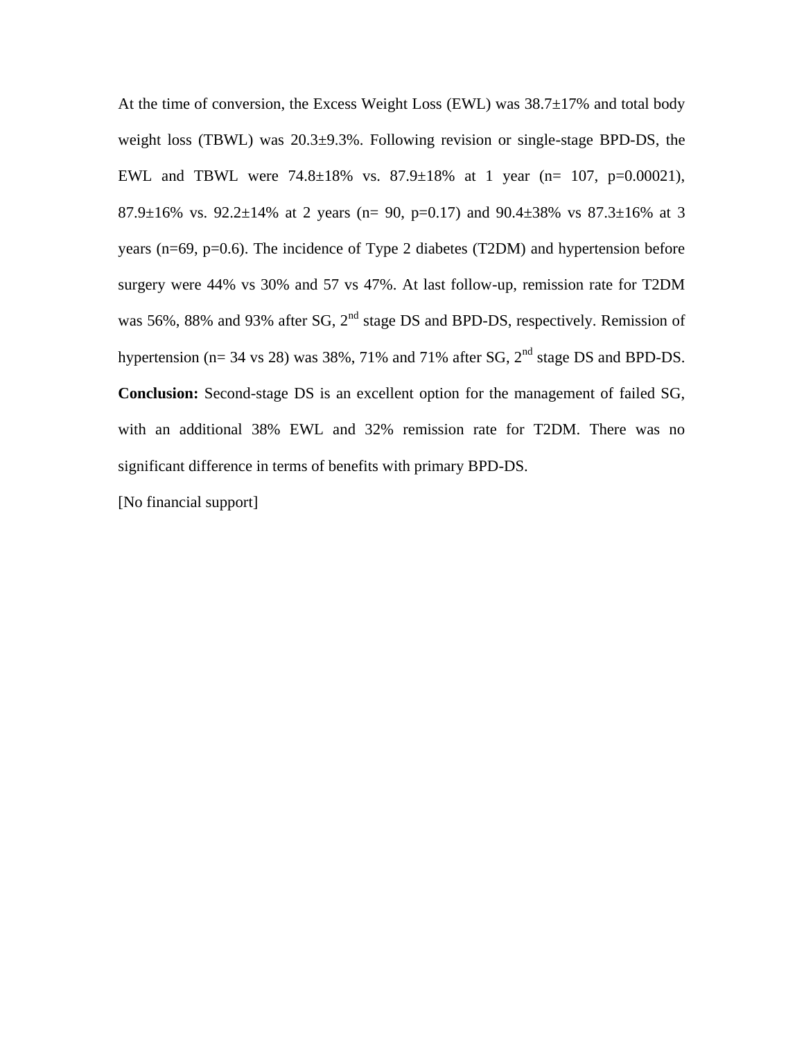At the time of conversion, the Excess Weight Loss (EWL) was 38.7±17% and total body weight loss (TBWL) was 20.3±9.3%. Following revision or single-stage BPD-DS, the EWL and TBWL were 74.8±18% vs. 87.9±18% at 1 year (n= 107, p=0.00021), 87.9±16% vs. 92.2±14% at 2 years (n= 90, p=0.17) and 90.4±38% vs 87.3±16% at 3 years (n=69, p=0.6). The incidence of Type 2 diabetes (T2DM) and hypertension before surgery were 44% vs 30% and 57 vs 47%. At last follow-up, remission rate for T2DM was 56%, 88% and 93% after SG, 2nd stage DS and BPD-DS, respectively. Remission of hypertension (n= 34 vs 28) was 38%, 71% and 71% after SG, 2nd stage DS and BPD-DS.

**Conclusion:** Second-stage DS is an excellent option for the management of failed SG, with an additional 38% EWL and 32% remission rate for T2DM. There was no significant difference in terms of benefits with primary BPD-DS.

[No financial support]